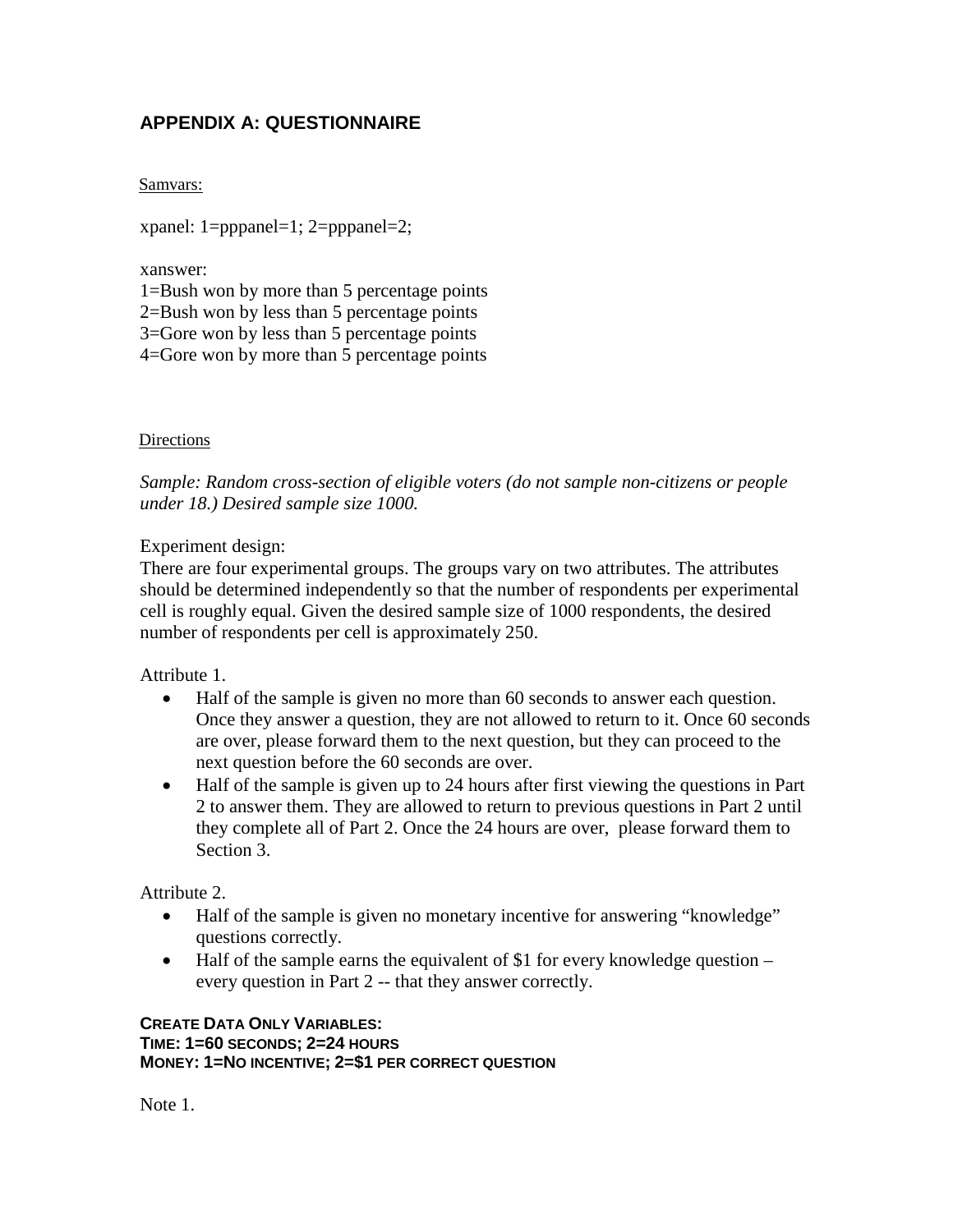## APPENDIX A: QUESTIONNAIRE

Samvars:

xpanel: 1=pppanel=1; 2=pppanel=2;

xanswer:
1=Bush won by more than 5 percentage points
2=Bush won by less than 5 percentage points
3=Gore won by less than 5 percentage points
4=Gore won by more than 5 percentage points

Directions

*Sample: Random cross-section of eligible voters (do not sample non-citizens or people under 18.) Desired sample size 1000.*

Experiment design:
There are four experimental groups. The groups vary on two attributes. The attributes should be determined independently so that the number of respondents per experimental cell is roughly equal. Given the desired sample size of 1000 respondents, the desired number of respondents per cell is approximately 250.

Attribute 1.

- Half of the sample is given no more than 60 seconds to answer each question. Once they answer a question, they are not allowed to return to it. Once 60 seconds are over, please forward them to the next question, but they can proceed to the next question before the 60 seconds are over.
- Half of the sample is given up to 24 hours after first viewing the questions in Part 2 to answer them. They are allowed to return to previous questions in Part 2 until they complete all of Part 2. Once the 24 hours are over, please forward them to Section 3.

Attribute 2.

- Half of the sample is given no monetary incentive for answering "knowledge" questions correctly.
- Half of the sample earns the equivalent of $1 for every knowledge question – every question in Part 2 -- that they answer correctly.

**CREATE DATA ONLY VARIABLES:**
**TIME: 1=60 SECONDS; 2=24 HOURS**
**MONEY: 1=NO INCENTIVE; 2=$1 PER CORRECT QUESTION**

Note 1.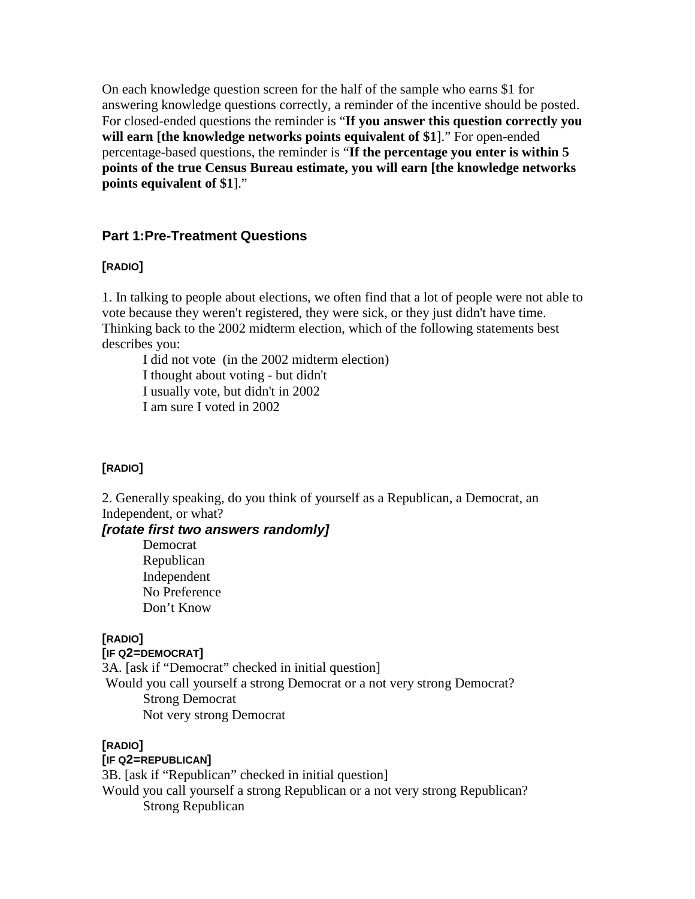On each knowledge question screen for the half of the sample who earns $1 for answering knowledge questions correctly, a reminder of the incentive should be posted. For closed-ended questions the reminder is "**If you answer this question correctly you will earn [the knowledge networks points equivalent of $1**]." For open-ended percentage-based questions, the reminder is "**If the percentage you enter is within 5 points of the true Census Bureau estimate, you will earn [the knowledge networks points equivalent of $1**]."

## Part 1:Pre-Treatment Questions

**[RADIO]**

1. In talking to people about elections, we often find that a lot of people were not able to vote because they weren't registered, they were sick, or they just didn't have time. Thinking back to the 2002 midterm election, which of the following statements best describes you:

    I did not vote (in the 2002 midterm election)
    I thought about voting - but didn't
    I usually vote, but didn't in 2002
    I am sure I voted in 2002

**[RADIO]**

2. Generally speaking, do you think of yourself as a Republican, a Democrat, an Independent, or what?

***[rotate first two answers randomly]***

    Democrat
    Republican
    Independent
    No Preference
    Don't Know

**[RADIO]**
**[IF Q2=DEMOCRAT]**
3A. [ask if "Democrat" checked in initial question]
Would you call yourself a strong Democrat or a not very strong Democrat?

    Strong Democrat
    Not very strong Democrat

**[RADIO]**
**[IF Q2=REPUBLICAN]**
3B. [ask if "Republican" checked in initial question]
Would you call yourself a strong Republican or a not very strong Republican?

    Strong Republican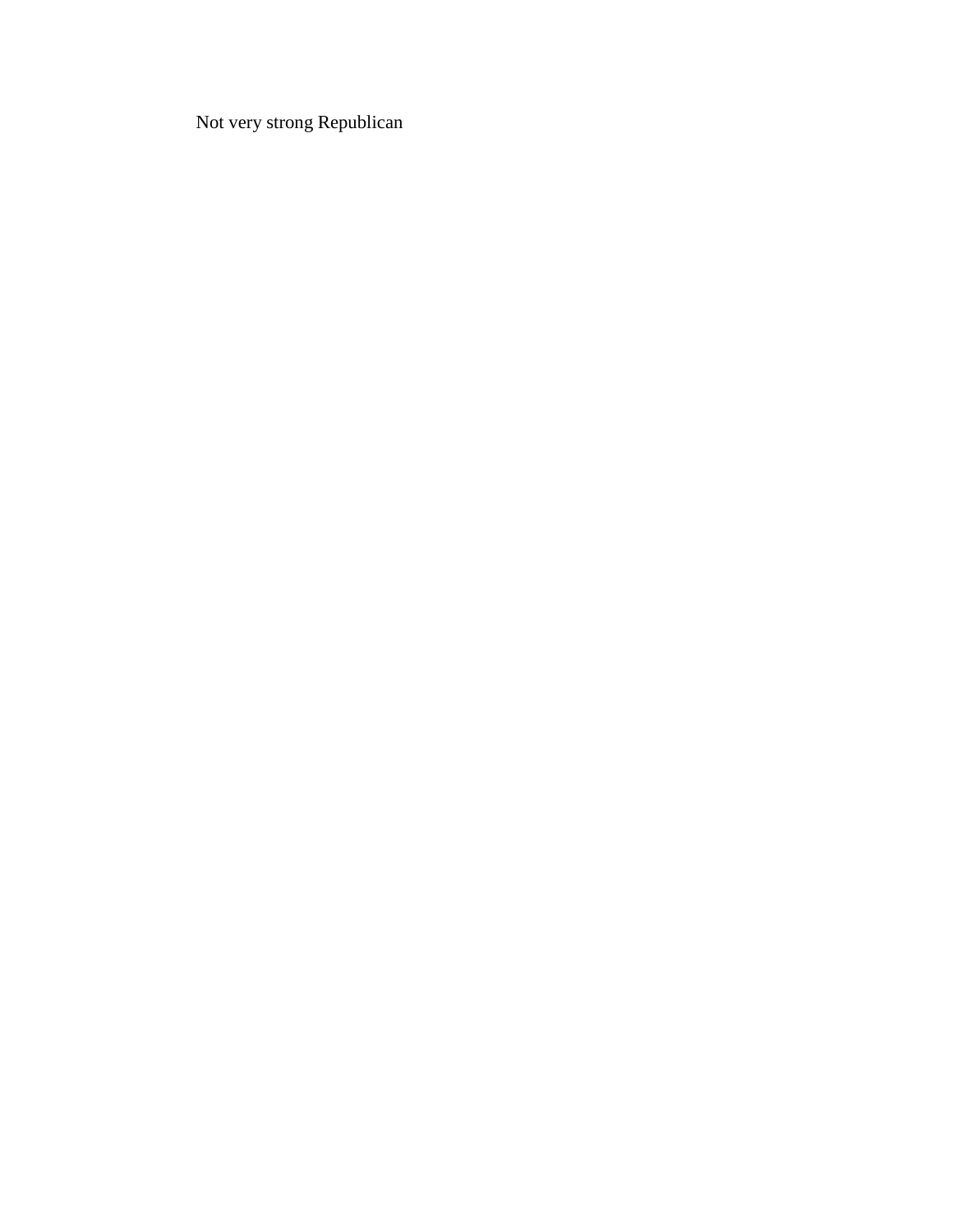Not very strong Republican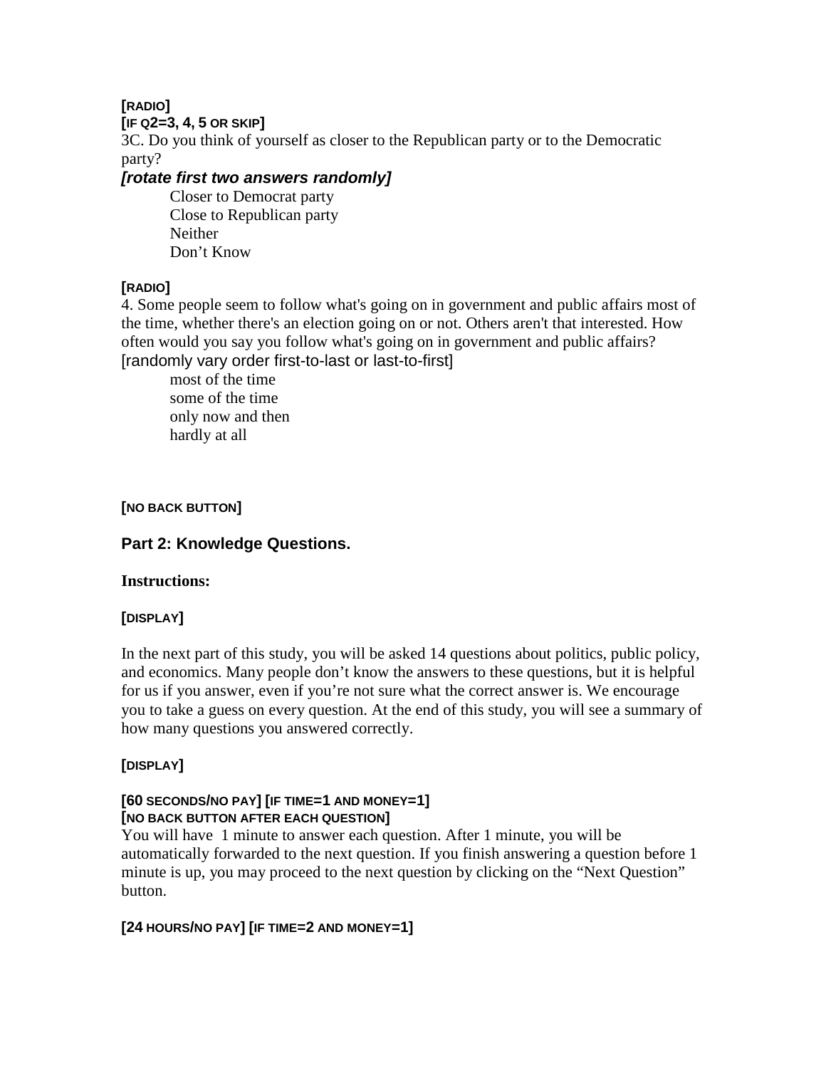**[RADIO]**
**[IF Q2=3, 4, 5 OR SKIP]**
3C. Do you think of yourself as closer to the Republican party or to the Democratic party?

***[rotate first two answers randomly]***

Closer to Democrat party
Close to Republican party
Neither
Don't Know

**[RADIO]**
4. Some people seem to follow what's going on in government and public affairs most of the time, whether there's an election going on or not. Others aren't that interested. How often would you say you follow what's going on in government and public affairs?
[randomly vary order first-to-last or last-to-first]

most of the time
some of the time
only now and then
hardly at all

**[NO BACK BUTTON]**

## Part 2: Knowledge Questions.

### Instructions:

**[DISPLAY]**

In the next part of this study, you will be asked 14 questions about politics, public policy, and economics. Many people don't know the answers to these questions, but it is helpful for us if you answer, even if you're not sure what the correct answer is. We encourage you to take a guess on every question. At the end of this study, you will see a summary of how many questions you answered correctly.

**[DISPLAY]**

**[60 SECONDS/NO PAY] [IF TIME=1 AND MONEY=1]**
**[NO BACK BUTTON AFTER EACH QUESTION]**
You will have 1 minute to answer each question. After 1 minute, you will be automatically forwarded to the next question. If you finish answering a question before 1 minute is up, you may proceed to the next question by clicking on the "Next Question" button.

**[24 HOURS/NO PAY] [IF TIME=2 AND MONEY=1]**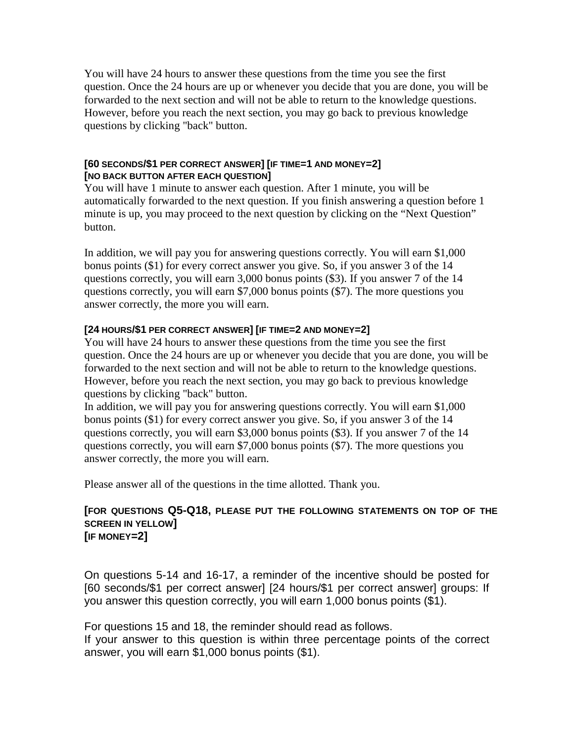You will have 24 hours to answer these questions from the time you see the first question. Once the 24 hours are up or whenever you decide that you are done, you will be forwarded to the next section and will not be able to return to the knowledge questions. However, before you reach the next section, you may go back to previous knowledge questions by clicking "back" button.

**[60 SECONDS/$1 PER CORRECT ANSWER] [IF TIME=1 AND MONEY=2]**
**[NO BACK BUTTON AFTER EACH QUESTION]**

You will have 1 minute to answer each question. After 1 minute, you will be automatically forwarded to the next question. If you finish answering a question before 1 minute is up, you may proceed to the next question by clicking on the "Next Question" button.

In addition, we will pay you for answering questions correctly. You will earn $1,000 bonus points ($1) for every correct answer you give. So, if you answer 3 of the 14 questions correctly, you will earn 3,000 bonus points ($3). If you answer 7 of the 14 questions correctly, you will earn $7,000 bonus points ($7). The more questions you answer correctly, the more you will earn.

**[24 HOURS/$1 PER CORRECT ANSWER] [IF TIME=2 AND MONEY=2]**

You will have 24 hours to answer these questions from the time you see the first question. Once the 24 hours are up or whenever you decide that you are done, you will be forwarded to the next section and will not be able to return to the knowledge questions. However, before you reach the next section, you may go back to previous knowledge questions by clicking "back" button.
In addition, we will pay you for answering questions correctly. You will earn $1,000 bonus points ($1) for every correct answer you give. So, if you answer 3 of the 14 questions correctly, you will earn $3,000 bonus points ($3). If you answer 7 of the 14 questions correctly, you will earn $7,000 bonus points ($7). The more questions you answer correctly, the more you will earn.

Please answer all of the questions in the time allotted. Thank you.

**[FOR QUESTIONS Q5-Q18, PLEASE PUT THE FOLLOWING STATEMENTS ON TOP OF THE SCREEN IN YELLOW]**
**[IF MONEY=2]**

On questions 5-14 and 16-17, a reminder of the incentive should be posted for [60 seconds/$1 per correct answer] [24 hours/$1 per correct answer] groups: If you answer this question correctly, you will earn 1,000 bonus points ($1).

For questions 15 and 18, the reminder should read as follows.
If your answer to this question is within three percentage points of the correct answer, you will earn $1,000 bonus points ($1).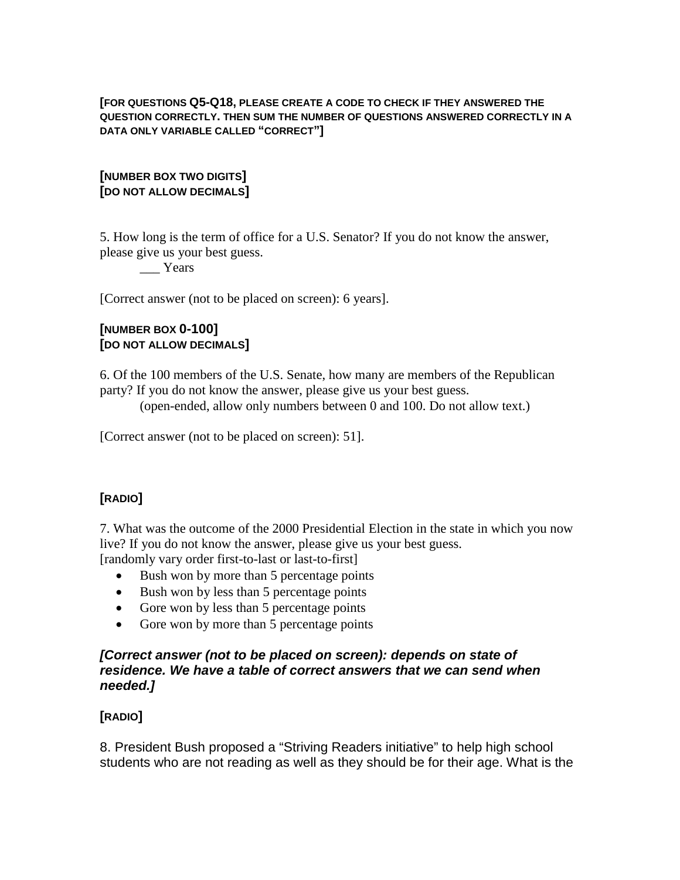**[FOR QUESTIONS Q5-Q18, PLEASE CREATE A CODE TO CHECK IF THEY ANSWERED THE QUESTION CORRECTLY. THEN SUM THE NUMBER OF QUESTIONS ANSWERED CORRECTLY IN A DATA ONLY VARIABLE CALLED "CORRECT"]**

**[NUMBER BOX TWO DIGITS]**
**[DO NOT ALLOW DECIMALS]**

5. How long is the term of office for a U.S. Senator? If you do not know the answer, please give us your best guess.

___ Years

[Correct answer (not to be placed on screen): 6 years].

**[NUMBER BOX 0-100]**
**[DO NOT ALLOW DECIMALS]**

6. Of the 100 members of the U.S. Senate, how many are members of the Republican party? If you do not know the answer, please give us your best guess.

(open-ended, allow only numbers between 0 and 100. Do not allow text.)

[Correct answer (not to be placed on screen): 51].

**[RADIO]**

7. What was the outcome of the 2000 Presidential Election in the state in which you now live? If you do not know the answer, please give us your best guess.
[randomly vary order first-to-last or last-to-first]

- Bush won by more than 5 percentage points
- Bush won by less than 5 percentage points
- Gore won by less than 5 percentage points
- Gore won by more than 5 percentage points

***[Correct answer (not to be placed on screen): depends on state of residence. We have a table of correct answers that we can send when needed.]***

**[RADIO]**

8. President Bush proposed a "Striving Readers initiative" to help high school students who are not reading as well as they should be for their age. What is the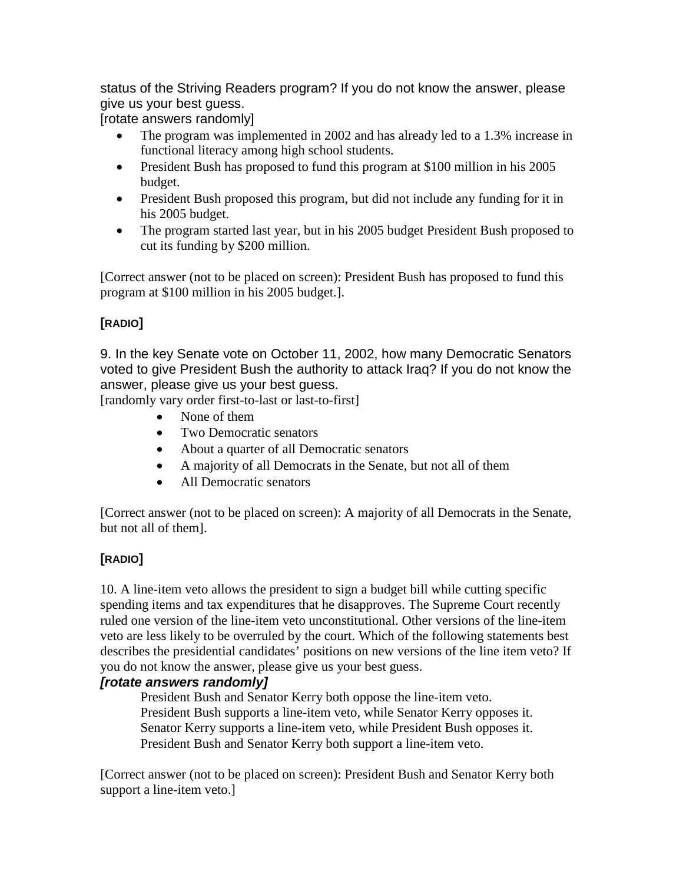status of the Striving Readers program? If you do not know the answer, please give us your best guess.
[rotate answers randomly]

- The program was implemented in 2002 and has already led to a 1.3% increase in functional literacy among high school students.
- President Bush has proposed to fund this program at $100 million in his 2005 budget.
- President Bush proposed this program, but did not include any funding for it in his 2005 budget.
- The program started last year, but in his 2005 budget President Bush proposed to cut its funding by $200 million.

[Correct answer (not to be placed on screen): President Bush has proposed to fund this program at $100 million in his 2005 budget.].

**[RADIO]**

9. In the key Senate vote on October 11, 2002, how many Democratic Senators voted to give President Bush the authority to attack Iraq? If you do not know the answer, please give us your best guess.
[randomly vary order first-to-last or last-to-first]

- None of them
- Two Democratic senators
- About a quarter of all Democratic senators
- A majority of all Democrats in the Senate, but not all of them
- All Democratic senators

[Correct answer (not to be placed on screen): A majority of all Democrats in the Senate, but not all of them].

**[RADIO]**

10. A line-item veto allows the president to sign a budget bill while cutting specific spending items and tax expenditures that he disapproves. The Supreme Court recently ruled one version of the line-item veto unconstitutional. Other versions of the line-item veto are less likely to be overruled by the court. Which of the following statements best describes the presidential candidates' positions on new versions of the line item veto? If you do not know the answer, please give us your best guess.

***[rotate answers randomly]***

President Bush and Senator Kerry both oppose the line-item veto.
President Bush supports a line-item veto, while Senator Kerry opposes it.
Senator Kerry supports a line-item veto, while President Bush opposes it.
President Bush and Senator Kerry both support a line-item veto.

[Correct answer (not to be placed on screen): President Bush and Senator Kerry both support a line-item veto.]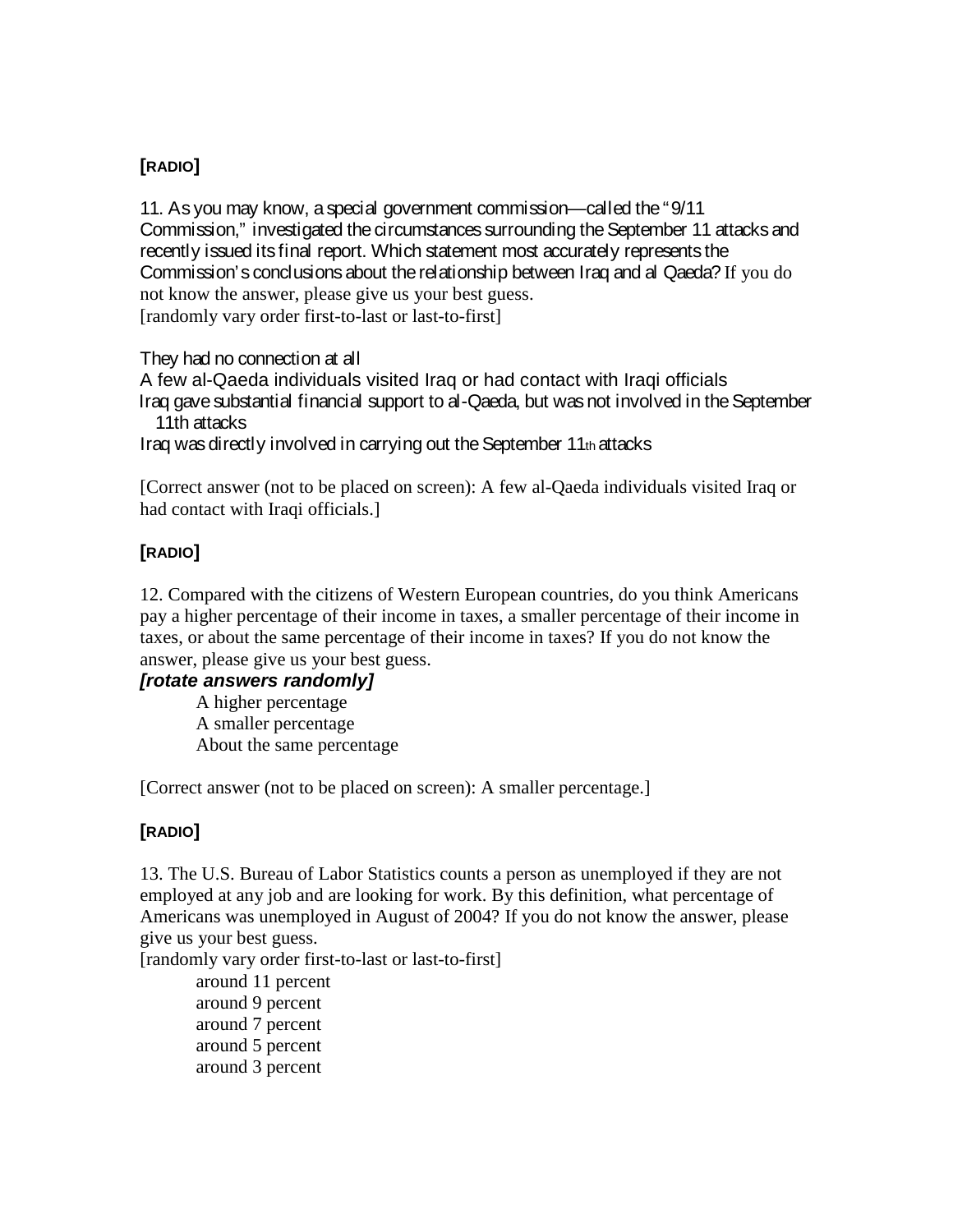**[RADIO]**

11. As you may know, a special government commission—called the "9/11 Commission," investigated the circumstances surrounding the September 11 attacks and recently issued its final report. Which statement most accurately represents the Commission's conclusions about the relationship between Iraq and al Qaeda? If you do not know the answer, please give us your best guess.
[randomly vary order first-to-last or last-to-first]

They had no connection at all
A few al-Qaeda individuals visited Iraq or had contact with Iraqi officials
Iraq gave substantial financial support to al-Qaeda, but was not involved in the September 11th attacks
Iraq was directly involved in carrying out the September 11th attacks

[Correct answer (not to be placed on screen): A few al-Qaeda individuals visited Iraq or had contact with Iraqi officials.]

**[RADIO]**

12. Compared with the citizens of Western European countries, do you think Americans pay a higher percentage of their income in taxes, a smaller percentage of their income in taxes, or about the same percentage of their income in taxes? If you do not know the answer, please give us your best guess.

***[rotate answers randomly]***

A higher percentage
A smaller percentage
About the same percentage

[Correct answer (not to be placed on screen): A smaller percentage.]

**[RADIO]**

13. The U.S. Bureau of Labor Statistics counts a person as unemployed if they are not employed at any job and are looking for work. By this definition, what percentage of Americans was unemployed in August of 2004? If you do not know the answer, please give us your best guess.
[randomly vary order first-to-last or last-to-first]

around 11 percent
around 9 percent
around 7 percent
around 5 percent
around 3 percent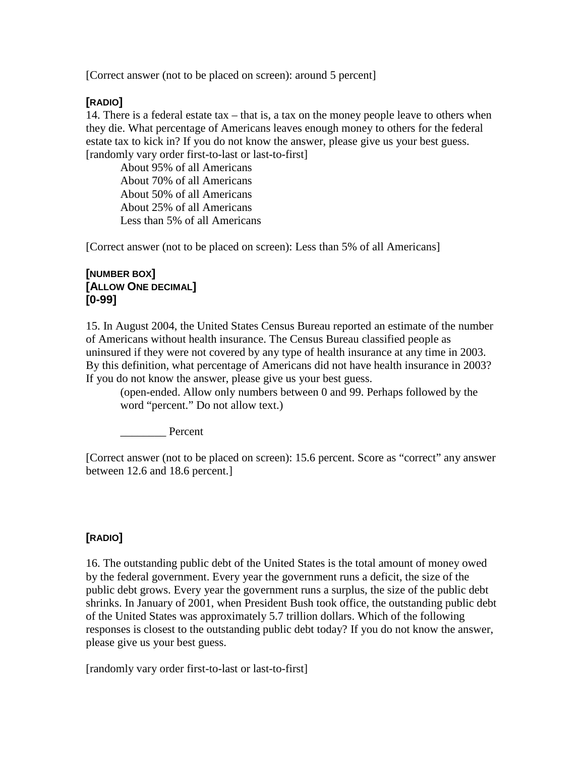[Correct answer (not to be placed on screen): around 5 percent]

**[RADIO]**
14. There is a federal estate tax – that is, a tax on the money people leave to others when they die. What percentage of Americans leaves enough money to others for the federal estate tax to kick in? If you do not know the answer, please give us your best guess.
[randomly vary order first-to-last or last-to-first]

    About 95% of all Americans
    About 70% of all Americans
    About 50% of all Americans
    About 25% of all Americans
    Less than 5% of all Americans

[Correct answer (not to be placed on screen): Less than 5% of all Americans]

**[NUMBER BOX]**
**[ALLOW ONE DECIMAL]**
**[0-99]**

15. In August 2004, the United States Census Bureau reported an estimate of the number of Americans without health insurance. The Census Bureau classified people as uninsured if they were not covered by any type of health insurance at any time in 2003. By this definition, what percentage of Americans did not have health insurance in 2003? If you do not know the answer, please give us your best guess.

    (open-ended. Allow only numbers between 0 and 99. Perhaps followed by the word "percent." Do not allow text.)

    ________ Percent

[Correct answer (not to be placed on screen): 15.6 percent. Score as "correct" any answer between 12.6 and 18.6 percent.]

**[RADIO]**

16. The outstanding public debt of the United States is the total amount of money owed by the federal government. Every year the government runs a deficit, the size of the public debt grows. Every year the government runs a surplus, the size of the public debt shrinks. In January of 2001, when President Bush took office, the outstanding public debt of the United States was approximately 5.7 trillion dollars. Which of the following responses is closest to the outstanding public debt today? If you do not know the answer, please give us your best guess.

[randomly vary order first-to-last or last-to-first]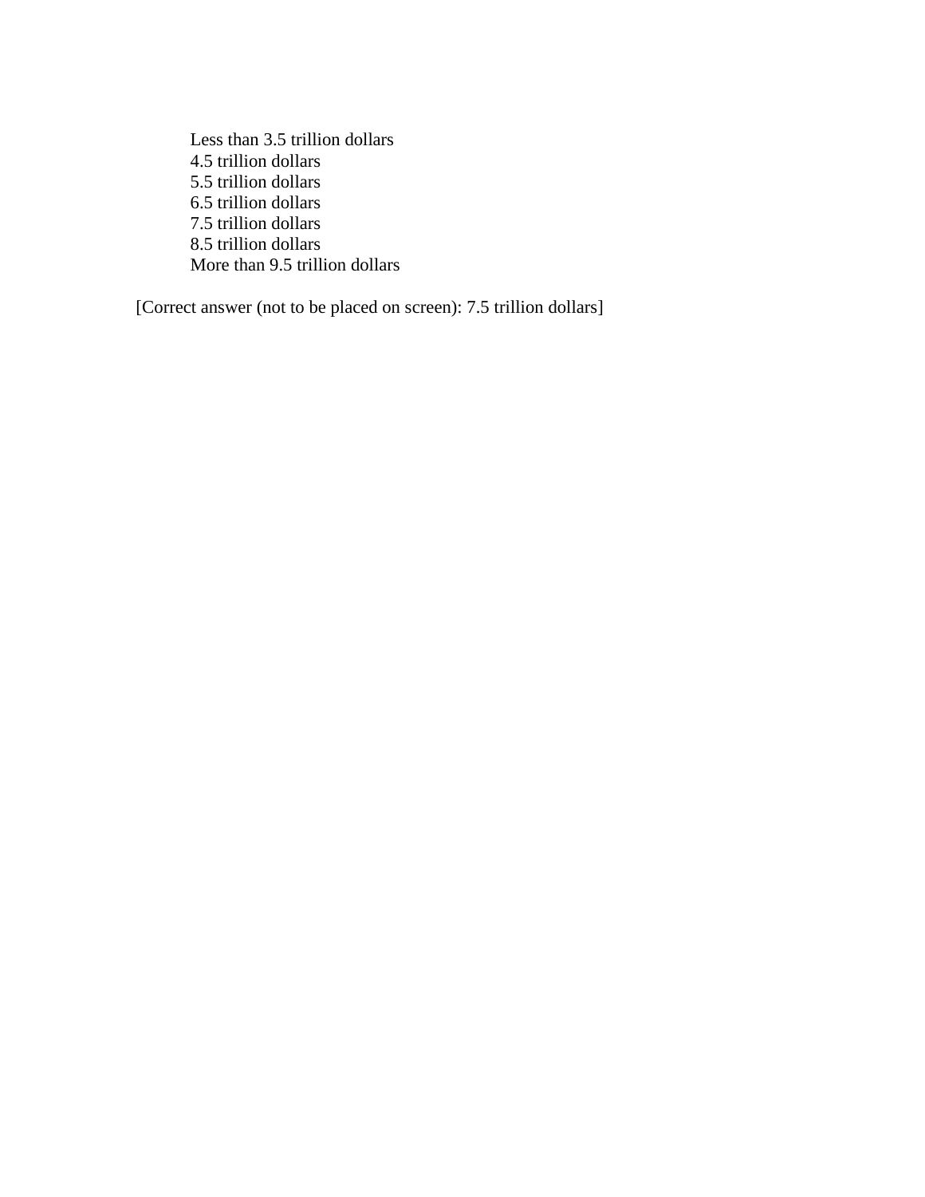Less than 3.5 trillion dollars
4.5 trillion dollars
5.5 trillion dollars
6.5 trillion dollars
7.5 trillion dollars
8.5 trillion dollars
More than 9.5 trillion dollars

[Correct answer (not to be placed on screen): 7.5 trillion dollars]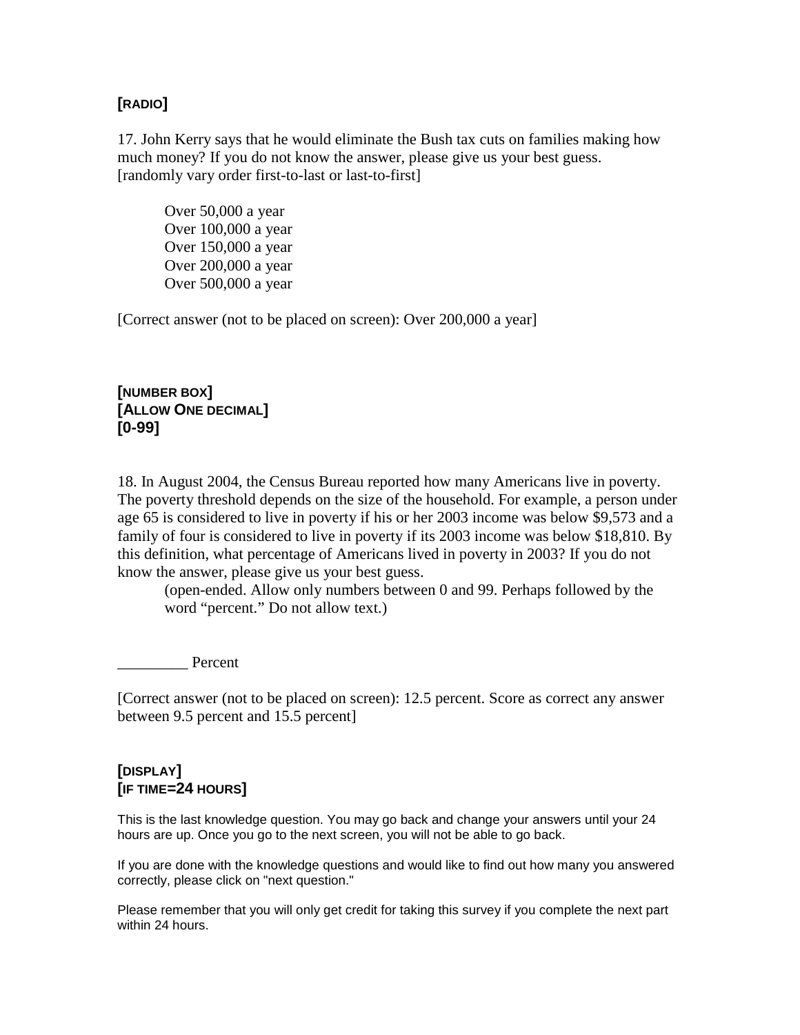**[RADIO]**

17. John Kerry says that he would eliminate the Bush tax cuts on families making how much money? If you do not know the answer, please give us your best guess. [randomly vary order first-to-last or last-to-first]

Over 50,000 a year
Over 100,000 a year
Over 150,000 a year
Over 200,000 a year
Over 500,000 a year

[Correct answer (not to be placed on screen): Over 200,000 a year]

**[NUMBER BOX]**
**[ALLOW ONE DECIMAL]**
**[0-99]**

18. In August 2004, the Census Bureau reported how many Americans live in poverty. The poverty threshold depends on the size of the household. For example, a person under age 65 is considered to live in poverty if his or her 2003 income was below $9,573 and a family of four is considered to live in poverty if its 2003 income was below $18,810. By this definition, what percentage of Americans lived in poverty in 2003? If you do not know the answer, please give us your best guess.

(open-ended. Allow only numbers between 0 and 99. Perhaps followed by the word "percent." Do not allow text.)

_________ Percent

[Correct answer (not to be placed on screen): 12.5 percent. Score as correct any answer between 9.5 percent and 15.5 percent]

**[DISPLAY]**
**[IF TIME=24 HOURS]**

This is the last knowledge question. You may go back and change your answers until your 24 hours are up. Once you go to the next screen, you will not be able to go back.

If you are done with the knowledge questions and would like to find out how many you answered correctly, please click on "next question."

Please remember that you will only get credit for taking this survey if you complete the next part within 24 hours.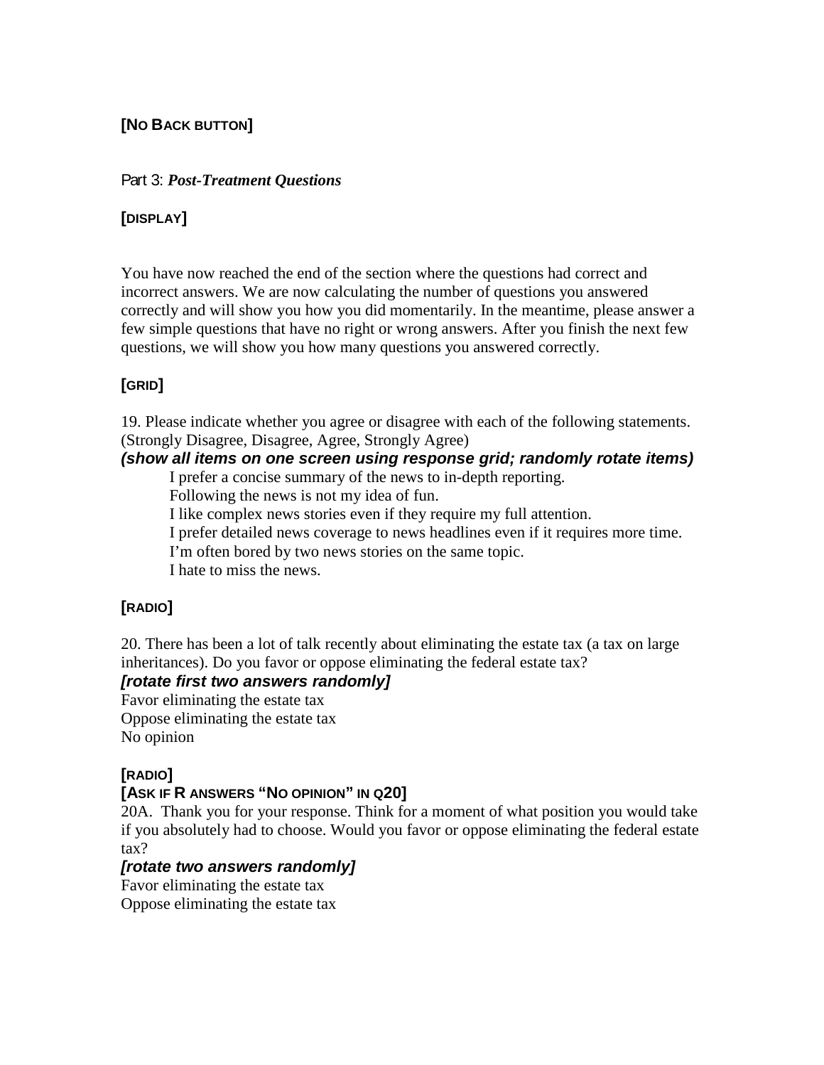**[NO BACK BUTTON]**

Part 3: ***Post-Treatment Questions***

**[DISPLAY]**

You have now reached the end of the section where the questions had correct and incorrect answers. We are now calculating the number of questions you answered correctly and will show you how you did momentarily. In the meantime, please answer a few simple questions that have no right or wrong answers. After you finish the next few questions, we will show you how many questions you answered correctly.

**[GRID]**

19. Please indicate whether you agree or disagree with each of the following statements. (Strongly Disagree, Disagree, Agree, Strongly Agree)

***(show all items on one screen using response grid; randomly rotate items)***

- I prefer a concise summary of the news to in-depth reporting.
- Following the news is not my idea of fun.
- I like complex news stories even if they require my full attention.
- I prefer detailed news coverage to news headlines even if it requires more time.
- I'm often bored by two news stories on the same topic.
- I hate to miss the news.

**[RADIO]**

20. There has been a lot of talk recently about eliminating the estate tax (a tax on large inheritances). Do you favor or oppose eliminating the federal estate tax?

***[rotate first two answers randomly]***

Favor eliminating the estate tax
Oppose eliminating the estate tax
No opinion

**[RADIO]**

**[ASK IF R ANSWERS "NO OPINION" IN Q20]**

20A. Thank you for your response. Think for a moment of what position you would take if you absolutely had to choose. Would you favor or oppose eliminating the federal estate tax?

***[rotate two answers randomly]***

Favor eliminating the estate tax
Oppose eliminating the estate tax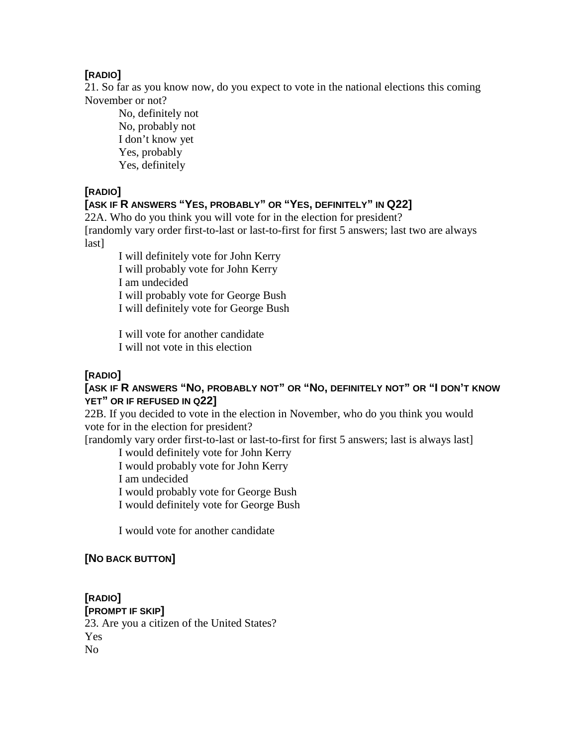**[RADIO]**

21. So far as you know now, do you expect to vote in the national elections this coming November or not?

- No, definitely not
- No, probably not
- I don't know yet
- Yes, probably
- Yes, definitely

**[RADIO]**

**[ASK IF R ANSWERS "YES, PROBABLY" OR "YES, DEFINITELY" IN Q22]**

22A. Who do you think you will vote for in the election for president?
[randomly vary order first-to-last or last-to-first for first 5 answers; last two are always last]

- I will definitely vote for John Kerry
- I will probably vote for John Kerry
- I am undecided
- I will probably vote for George Bush
- I will definitely vote for George Bush

- I will vote for another candidate
- I will not vote in this election

**[RADIO]**

**[ASK IF R ANSWERS "NO, PROBABLY NOT" OR "NO, DEFINITELY NOT" OR "I DON'T KNOW YET" OR IF REFUSED IN Q22]**

22B. If you decided to vote in the election in November, who do you think you would vote for in the election for president?
[randomly vary order first-to-last or last-to-first for first 5 answers; last is always last]

- I would definitely vote for John Kerry
- I would probably vote for John Kerry
- I am undecided
- I would probably vote for George Bush
- I would definitely vote for George Bush

- I would vote for another candidate

**[NO BACK BUTTON]**

**[RADIO]**

**[PROMPT IF SKIP]**

23. Are you a citizen of the United States?

Yes

No